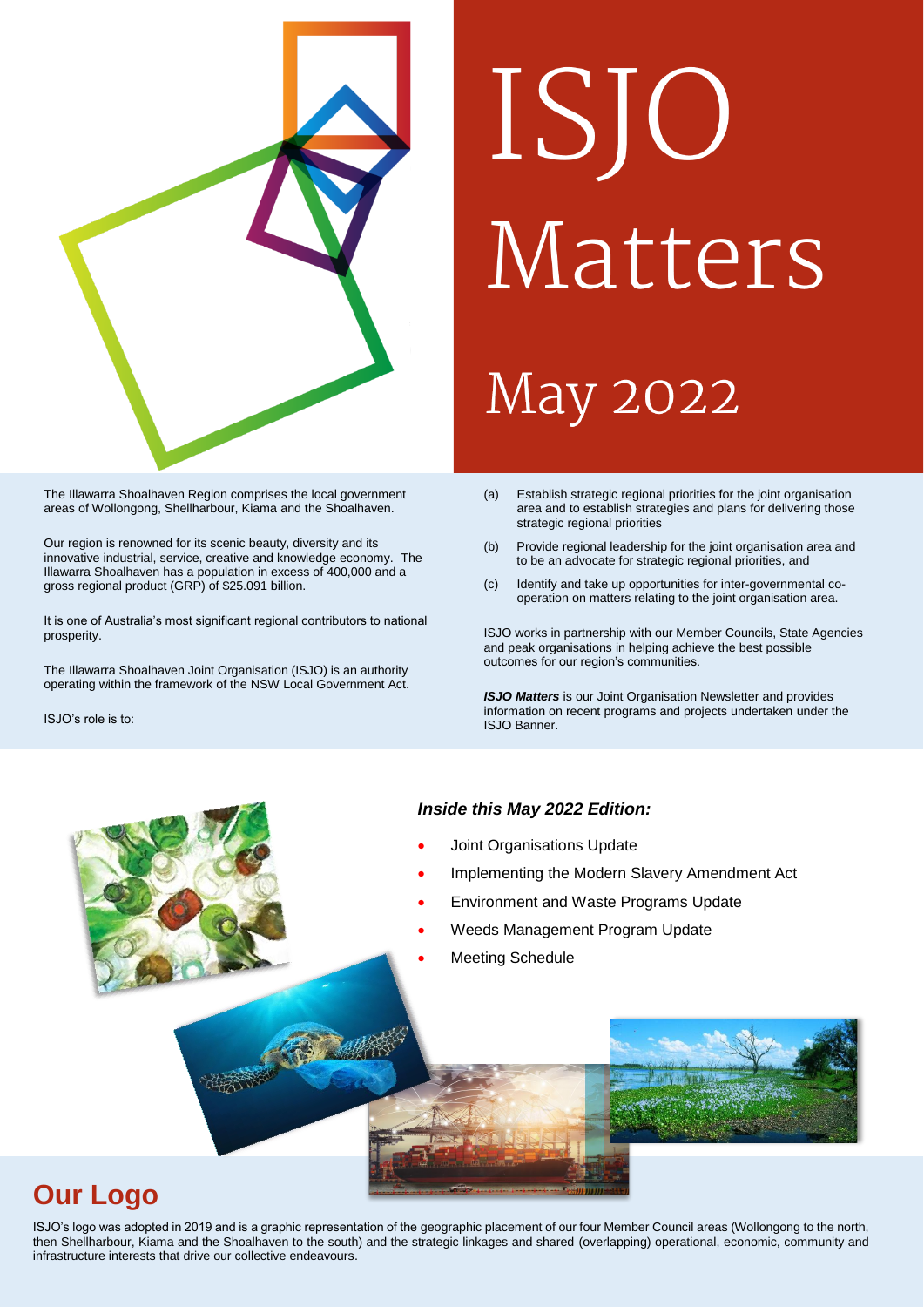# ISJO Matters

## May 2022

The Illawarra Shoalhaven Region comprises the local government areas of Wollongong, Shellharbour, Kiama and the Shoalhaven.

Our region is renowned for its scenic beauty, diversity and its innovative industrial, service, creative and knowledge economy. The Illawarra Shoalhaven has a population in excess of 400,000 and a gross regional product (GRP) of $25.091 billion.

It is one of Australia's most significant regional contributors to national prosperity.

The Illawarra Shoalhaven Joint Organisation (ISJO) is an authority operating within the framework of the NSW Local Government Act.

ISJO's role is to:

(a) Establish strategic regional priorities for the joint organisation area and to establish strategies and plans for delivering those strategic regional priorities

(b) Provide regional leadership for the joint organisation area and to be an advocate for strategic regional priorities, and

(c) Identify and take up opportunities for inter-governmental co-operation on matters relating to the joint organisation area.

ISJO works in partnership with our Member Councils, State Agencies and peak organisations in helping achieve the best possible outcomes for our region's communities.

***ISJO Matters*** is our Joint Organisation Newsletter and provides information on recent programs and projects undertaken under the ISJO Banner.

### *Inside this May 2022 Edition:*

- Joint Organisations Update
- Implementing the Modern Slavery Amendment Act
- Environment and Waste Programs Update
- Weeds Management Program Update
- Meeting Schedule

## Our Logo

ISJO's logo was adopted in 2019 and is a graphic representation of the geographic placement of our four Member Council areas (Wollongong to the north, then Shellharbour, Kiama and the Shoalhaven to the south) and the strategic linkages and shared (overlapping) operational, economic, community and infrastructure interests that drive our collective endeavours.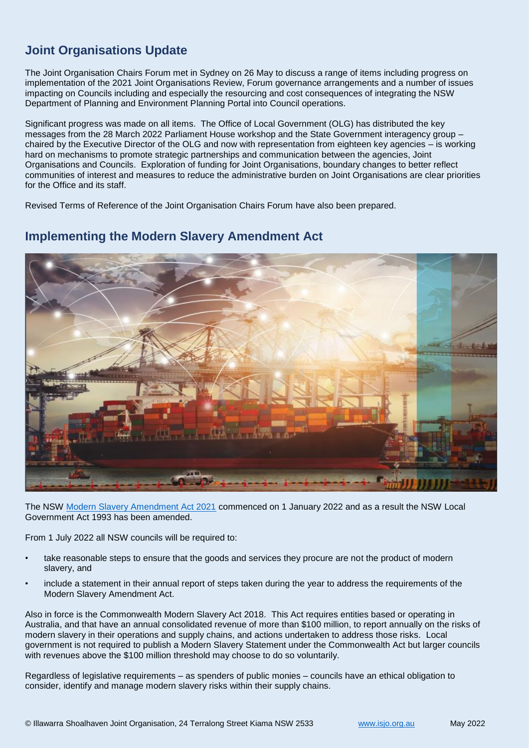## Joint Organisations Update

The Joint Organisation Chairs Forum met in Sydney on 26 May to discuss a range of items including progress on implementation of the 2021 Joint Organisations Review, Forum governance arrangements and a number of issues impacting on Councils including and especially the resourcing and cost consequences of integrating the NSW Department of Planning and Environment Planning Portal into Council operations.

Significant progress was made on all items. The Office of Local Government (OLG) has distributed the key messages from the 28 March 2022 Parliament House workshop and the State Government interagency group – chaired by the Executive Director of the OLG and now with representation from eighteen key agencies – is working hard on mechanisms to promote strategic partnerships and communication between the agencies, Joint Organisations and Councils. Exploration of funding for Joint Organisations, boundary changes to better reflect communities of interest and measures to reduce the administrative burden on Joint Organisations are clear priorities for the Office and its staff.

Revised Terms of Reference of the Joint Organisation Chairs Forum have also been prepared.

## Implementing the Modern Slavery Amendment Act

The NSW Modern Slavery Amendment Act 2021 commenced on 1 January 2022 and as a result the NSW Local Government Act 1993 has been amended.

From 1 July 2022 all NSW councils will be required to:

- take reasonable steps to ensure that the goods and services they procure are not the product of modern slavery, and
- include a statement in their annual report of steps taken during the year to address the requirements of the Modern Slavery Amendment Act.

Also in force is the Commonwealth Modern Slavery Act 2018. This Act requires entities based or operating in Australia, and that have an annual consolidated revenue of more than $100 million, to report annually on the risks of modern slavery in their operations and supply chains, and actions undertaken to address those risks. Local government is not required to publish a Modern Slavery Statement under the Commonwealth Act but larger councils with revenues above the $100 million threshold may choose to do so voluntarily.

Regardless of legislative requirements – as spenders of public monies – councils have an ethical obligation to consider, identify and manage modern slavery risks within their supply chains.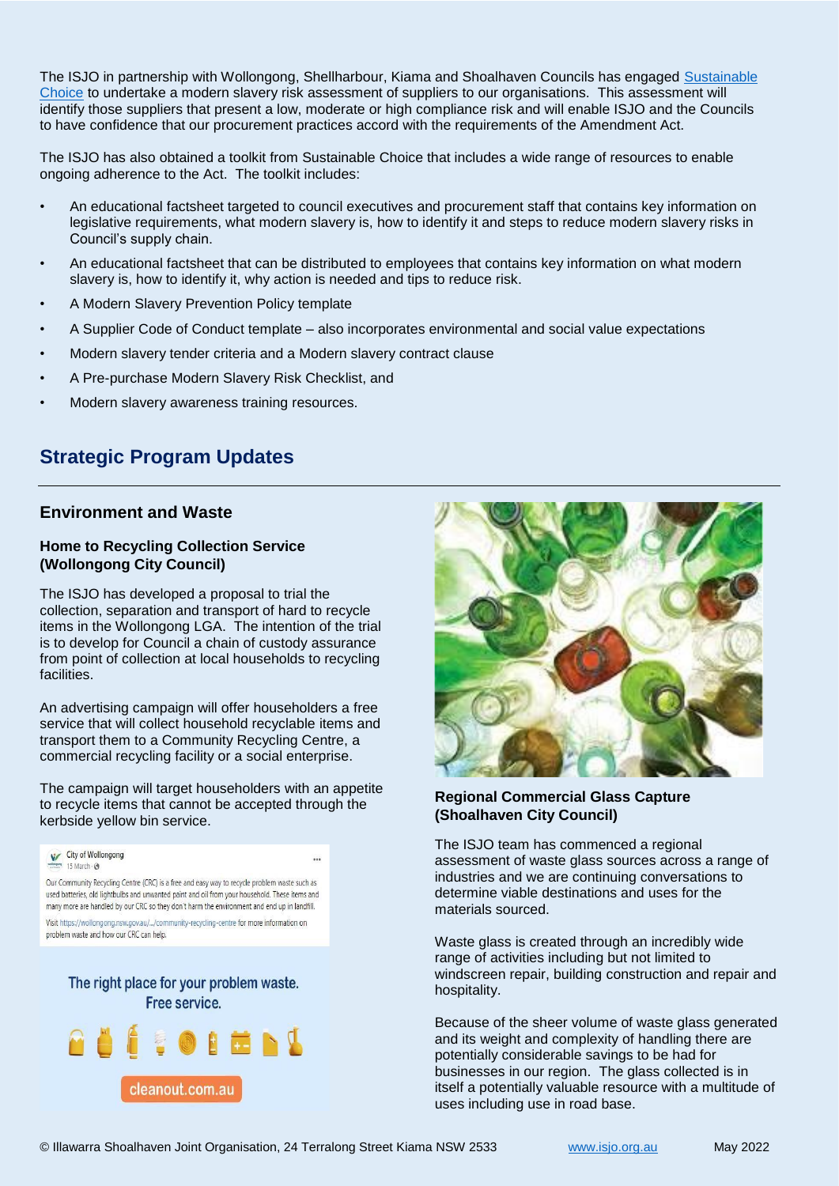The ISJO in partnership with Wollongong, Shellharbour, Kiama and Shoalhaven Councils has engaged [Sustainable Choice](#) to undertake a modern slavery risk assessment of suppliers to our organisations. This assessment will identify those suppliers that present a low, moderate or high compliance risk and will enable ISJO and the Councils to have confidence that our procurement practices accord with the requirements of the Amendment Act.

The ISJO has also obtained a toolkit from Sustainable Choice that includes a wide range of resources to enable ongoing adherence to the Act. The toolkit includes:

- An educational factsheet targeted to council executives and procurement staff that contains key information on legislative requirements, what modern slavery is, how to identify it and steps to reduce modern slavery risks in Council's supply chain.
- An educational factsheet that can be distributed to employees that contains key information on what modern slavery is, how to identify it, why action is needed and tips to reduce risk.
- A Modern Slavery Prevention Policy template
- A Supplier Code of Conduct template – also incorporates environmental and social value expectations
- Modern slavery tender criteria and a Modern slavery contract clause
- A Pre-purchase Modern Slavery Risk Checklist, and
- Modern slavery awareness training resources.

## Strategic Program Updates

### Environment and Waste

#### Home to Recycling Collection Service (Wollongong City Council)

The ISJO has developed a proposal to trial the collection, separation and transport of hard to recycle items in the Wollongong LGA. The intention of the trial is to develop for Council a chain of custody assurance from point of collection at local households to recycling facilities.

An advertising campaign will offer householders a free service that will collect household recyclable items and transport them to a Community Recycling Centre, a commercial recycling facility or a social enterprise.

The campaign will target householders with an appetite to recycle items that cannot be accepted through the kerbside yellow bin service.

#### Regional Commercial Glass Capture (Shoalhaven City Council)

The ISJO team has commenced a regional assessment of waste glass sources across a range of industries and we are continuing conversations to determine viable destinations and uses for the materials sourced.

Waste glass is created through an incredibly wide range of activities including but not limited to windscreen repair, building construction and repair and hospitality.

Because of the sheer volume of waste glass generated and its weight and complexity of handling there are potentially considerable savings to be had for businesses in our region. The glass collected is in itself a potentially valuable resource with a multitude of uses including use in road base.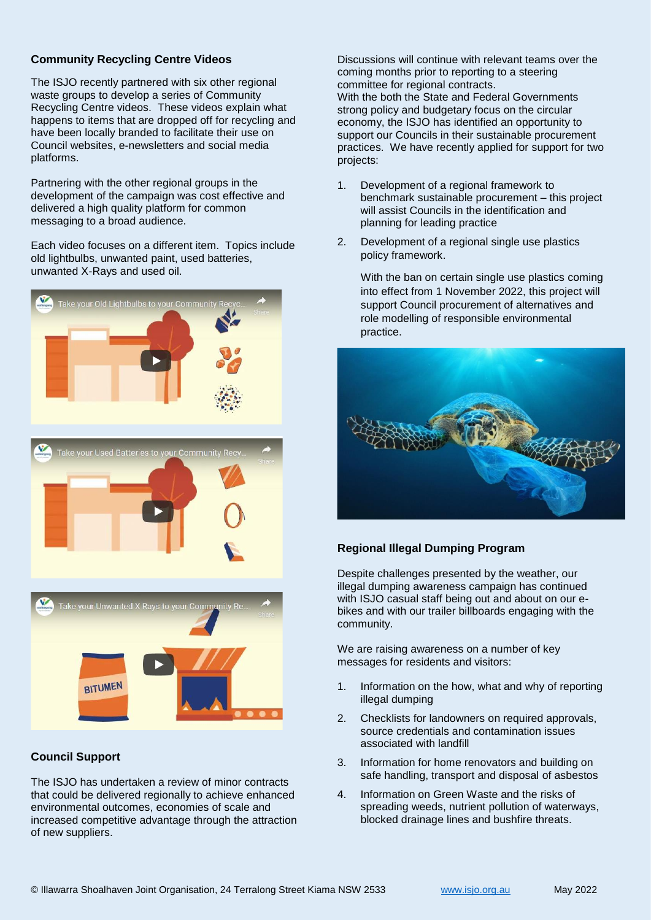## Community Recycling Centre Videos

The ISJO recently partnered with six other regional waste groups to develop a series of Community Recycling Centre videos. These videos explain what happens to items that are dropped off for recycling and have been locally branded to facilitate their use on Council websites, e-newsletters and social media platforms.

Partnering with the other regional groups in the development of the campaign was cost effective and delivered a high quality platform for common messaging to a broad audience.

Each video focuses on a different item. Topics include old lightbulbs, unwanted paint, used batteries, unwanted X-Rays and used oil.

## Council Support

The ISJO has undertaken a review of minor contracts that could be delivered regionally to achieve enhanced environmental outcomes, economies of scale and increased competitive advantage through the attraction of new suppliers.

Discussions will continue with relevant teams over the coming months prior to reporting to a steering committee for regional contracts.
With the both the State and Federal Governments strong policy and budgetary focus on the circular economy, the ISJO has identified an opportunity to support our Councils in their sustainable procurement practices. We have recently applied for support for two projects:

1. Development of a regional framework to benchmark sustainable procurement – this project will assist Councils in the identification and planning for leading practice
2. Development of a regional single use plastics policy framework.

   With the ban on certain single use plastics coming into effect from 1 November 2022, this project will support Council procurement of alternatives and role modelling of responsible environmental practice.

## Regional Illegal Dumping Program

Despite challenges presented by the weather, our illegal dumping awareness campaign has continued with ISJO casual staff being out and about on our e-bikes and with our trailer billboards engaging with the community.

We are raising awareness on a number of key messages for residents and visitors:

1. Information on the how, what and why of reporting illegal dumping
2. Checklists for landowners on required approvals, source credentials and contamination issues associated with landfill
3. Information for home renovators and building on safe handling, transport and disposal of asbestos
4. Information on Green Waste and the risks of spreading weeds, nutrient pollution of waterways, blocked drainage lines and bushfire threats.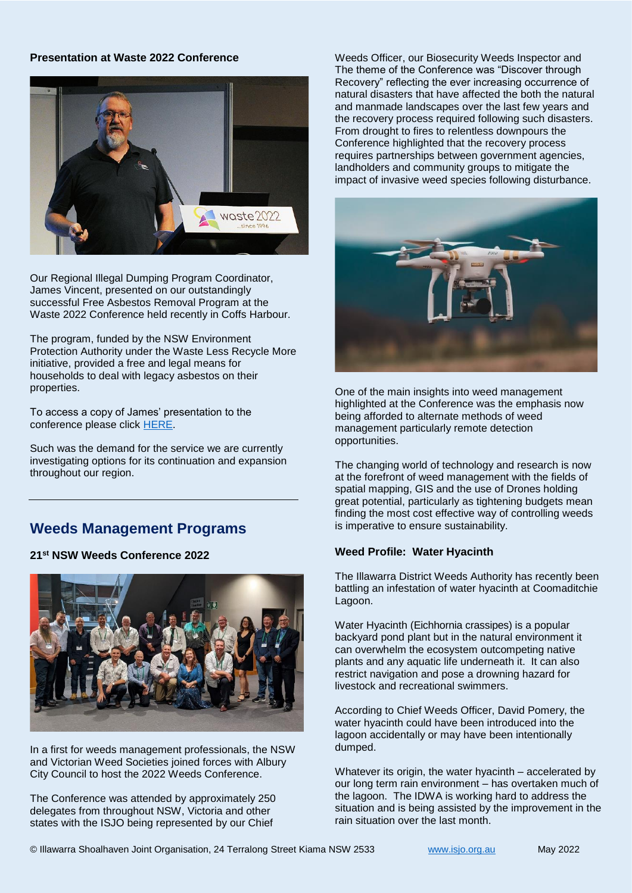**Presentation at Waste 2022 Conference**

Our Regional Illegal Dumping Program Coordinator, James Vincent, presented on our outstandingly successful Free Asbestos Removal Program at the Waste 2022 Conference held recently in Coffs Harbour.

The program, funded by the NSW Environment Protection Authority under the Waste Less Recycle More initiative, provided a free and legal means for households to deal with legacy asbestos on their properties.

To access a copy of James' presentation to the conference please click HERE.

Such was the demand for the service we are currently investigating options for its continuation and expansion throughout our region.

## Weeds Management Programs

**21st NSW Weeds Conference 2022**

In a first for weeds management professionals, the NSW and Victorian Weed Societies joined forces with Albury City Council to host the 2022 Weeds Conference.

The Conference was attended by approximately 250 delegates from throughout NSW, Victoria and other states with the ISJO being represented by our Chief Weeds Officer, our Biosecurity Weeds Inspector and The theme of the Conference was "Discover through Recovery" reflecting the ever increasing occurrence of natural disasters that have affected the both the natural and manmade landscapes over the last few years and the recovery process required following such disasters. From drought to fires to relentless downpours the Conference highlighted that the recovery process requires partnerships between government agencies, landholders and community groups to mitigate the impact of invasive weed species following disturbance.

One of the main insights into weed management highlighted at the Conference was the emphasis now being afforded to alternate methods of weed management particularly remote detection opportunities.

The changing world of technology and research is now at the forefront of weed management with the fields of spatial mapping, GIS and the use of Drones holding great potential, particularly as tightening budgets mean finding the most cost effective way of controlling weeds is imperative to ensure sustainability.

**Weed Profile: Water Hyacinth**

The Illawarra District Weeds Authority has recently been battling an infestation of water hyacinth at Coomaditchie Lagoon.

Water Hyacinth (Eichhornia crassipes) is a popular backyard pond plant but in the natural environment it can overwhelm the ecosystem outcompeting native plants and any aquatic life underneath it. It can also restrict navigation and pose a drowning hazard for livestock and recreational swimmers.

According to Chief Weeds Officer, David Pomery, the water hyacinth could have been introduced into the lagoon accidentally or may have been intentionally dumped.

Whatever its origin, the water hyacinth – accelerated by our long term rain environment – has overtaken much of the lagoon. The IDWA is working hard to address the situation and is being assisted by the improvement in the rain situation over the last month.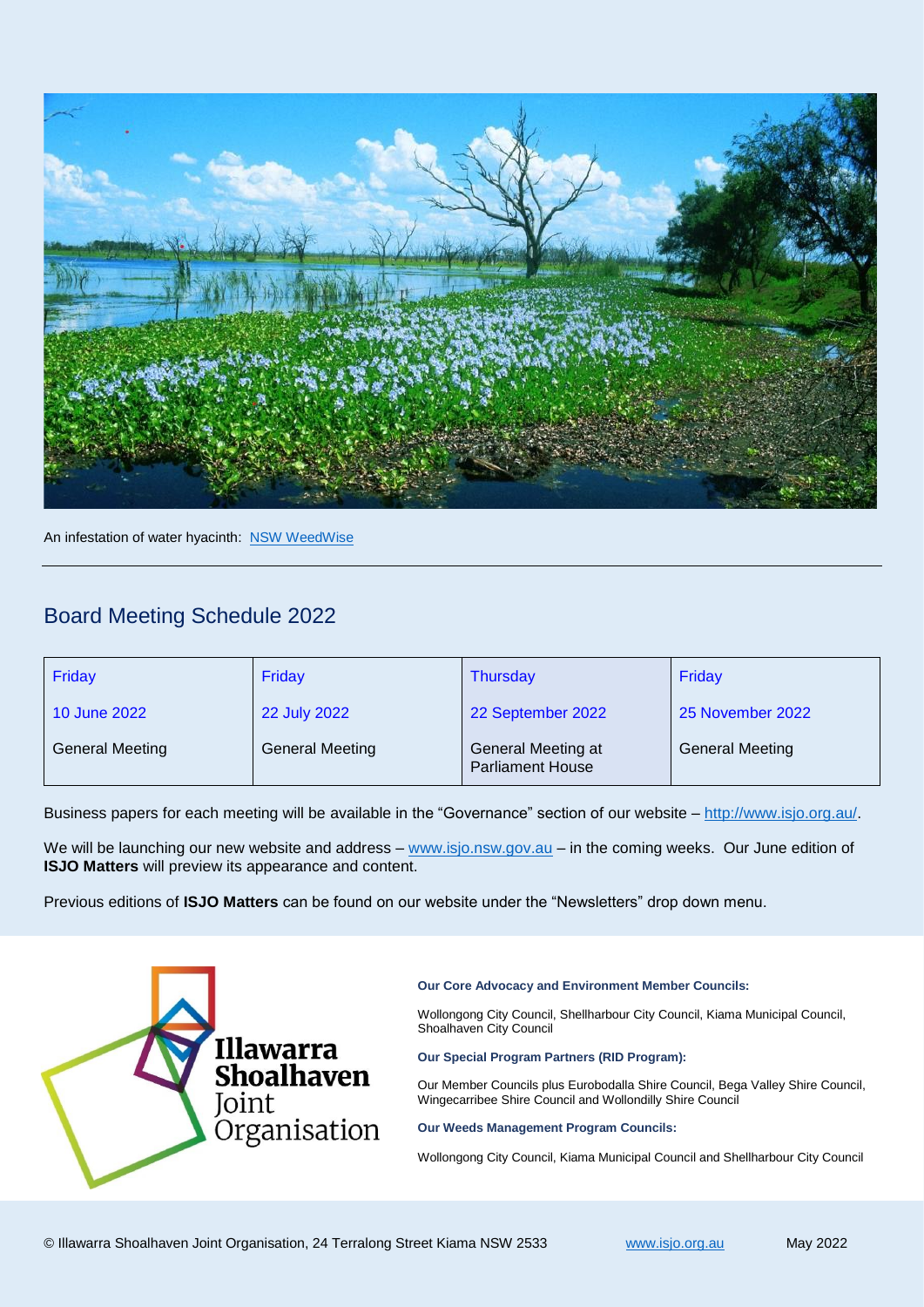An infestation of water hyacinth: NSW WeedWise

## Board Meeting Schedule 2022

| | | | |
|---|---|---|---|
| Friday | Friday | Thursday | Friday |
| 10 June 2022 | 22 July 2022 | 22 September 2022 | 25 November 2022 |
| General Meeting | General Meeting | General Meeting at Parliament House | General Meeting |

Business papers for each meeting will be available in the "Governance" section of our website – http://www.isjo.org.au/.

We will be launching our new website and address – www.isjo.nsw.gov.au – in the coming weeks. Our June edition of **ISJO Matters** will preview its appearance and content.

Previous editions of **ISJO Matters** can be found on our website under the "Newsletters" drop down menu.

Illawarra Shoalhaven Joint Organisation

**Our Core Advocacy and Environment Member Councils:**

Wollongong City Council, Shellharbour City Council, Kiama Municipal Council, Shoalhaven City Council

**Our Special Program Partners (RID Program):**

Our Member Councils plus Eurobodalla Shire Council, Bega Valley Shire Council, Wingecarribee Shire Council and Wollondilly Shire Council

**Our Weeds Management Program Councils:**

Wollongong City Council, Kiama Municipal Council and Shellharbour City Council

© Illawarra Shoalhaven Joint Organisation, 24 Terralong Street Kiama NSW 2533 www.isjo.org.au May 2022